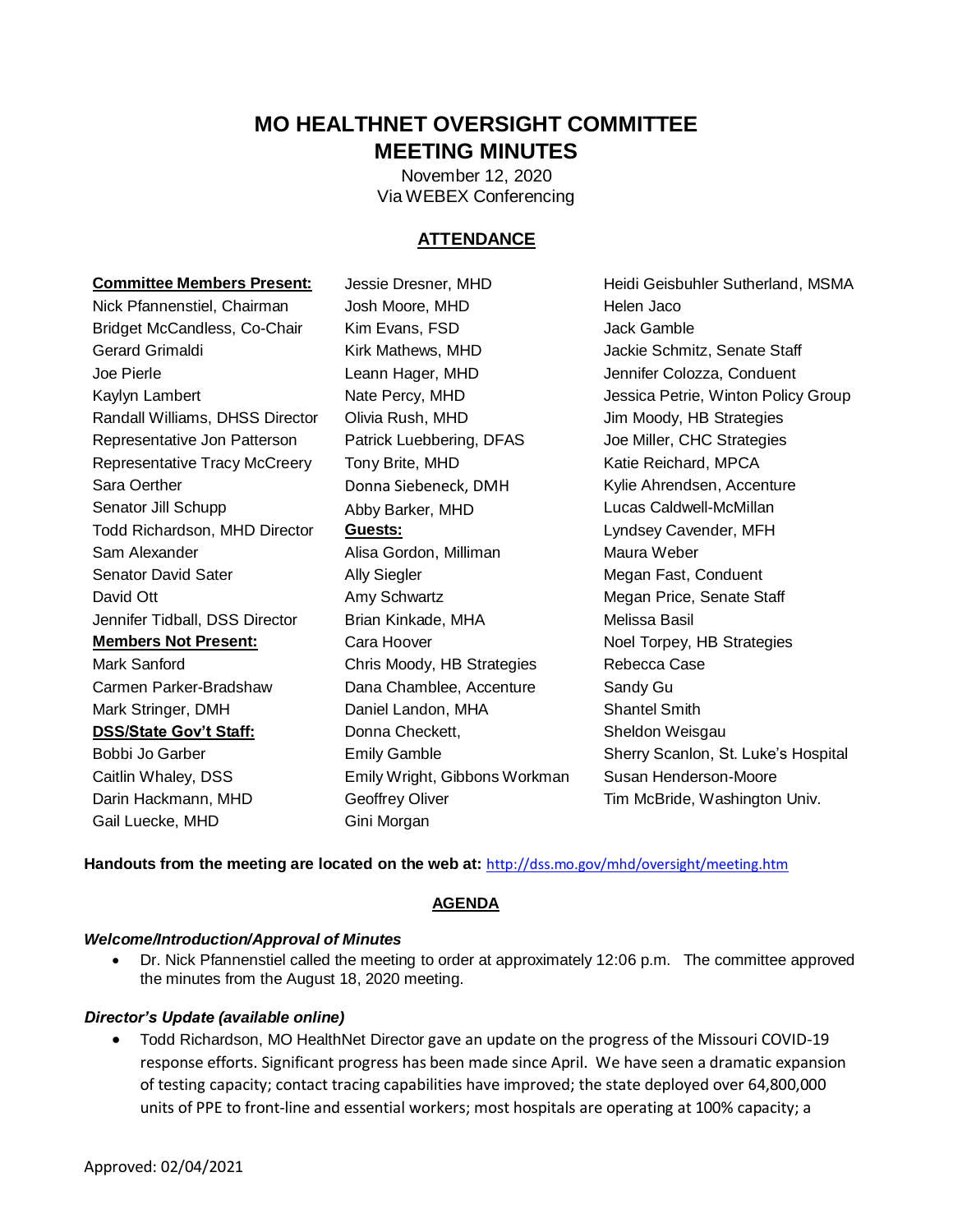# MO HEALTHNET OVERSIGHT COMMITTEE MEETING MINUTES

November 12, 2020
Via WEBEX Conferencing

## ATTENDANCE

**Committee Members Present:**
Nick Pfannenstiel, Chairman
Bridget McCandless, Co-Chair
Gerard Grimaldi
Joe Pierle
Kaylyn Lambert
Randall Williams, DHSS Director
Representative Jon Patterson
Representative Tracy McCreery
Sara Oerther
Senator Jill Schupp
Todd Richardson, MHD Director
Sam Alexander
Senator David Sater
David Ott
Jennifer Tidball, DSS Director

**Members Not Present:**
Mark Sanford
Carmen Parker-Bradshaw
Mark Stringer, DMH

**DSS/State Gov't Staff:**
Bobbi Jo Garber
Caitlin Whaley, DSS
Darin Hackmann, MHD
Gail Luecke, MHD
Jessie Dresner, MHD
Josh Moore, MHD
Kim Evans, FSD
Kirk Mathews, MHD
Leann Hager, MHD
Nate Percy, MHD
Olivia Rush, MHD
Patrick Luebbering, DFAS
Tony Brite, MHD
Donna Siebeneck, DMH
Abby Barker, MHD

**Guests:**
Alisa Gordon, Milliman
Ally Siegler
Amy Schwartz
Brian Kinkade, MHA
Cara Hoover
Chris Moody, HB Strategies
Dana Chamblee, Accenture
Daniel Landon, MHA
Donna Checkett,
Emily Gamble
Emily Wright, Gibbons Workman
Geoffrey Oliver
Gini Morgan
Heidi Geisbuhler Sutherland, MSMA
Helen Jaco
Jack Gamble
Jackie Schmitz, Senate Staff
Jennifer Colozza, Conduent
Jessica Petrie, Winton Policy Group
Jim Moody, HB Strategies
Joe Miller, CHC Strategies
Katie Reichard, MPCA
Kylie Ahrendsen, Accenture
Lucas Caldwell-McMillan
Lyndsey Cavender, MFH
Maura Weber
Megan Fast, Conduent
Megan Price, Senate Staff
Melissa Basil
Noel Torpey, HB Strategies
Rebecca Case
Sandy Gu
Shantel Smith
Sheldon Weisgau
Sherry Scanlon, St. Luke's Hospital
Susan Henderson-Moore
Tim McBride, Washington Univ.

**Handouts from the meeting are located on the web at:** http://dss.mo.gov/mhd/oversight/meeting.htm

## AGENDA

### *Welcome/Introduction/Approval of Minutes*

- Dr. Nick Pfannenstiel called the meeting to order at approximately 12:06 p.m. The committee approved the minutes from the August 18, 2020 meeting.

### *Director's Update (available online)*

- Todd Richardson, MO HealthNet Director gave an update on the progress of the Missouri COVID-19 response efforts. Significant progress has been made since April. We have seen a dramatic expansion of testing capacity; contact tracing capabilities have improved; the state deployed over 64,800,000 units of PPE to front-line and essential workers; most hospitals are operating at 100% capacity; a

Approved: 02/04/2021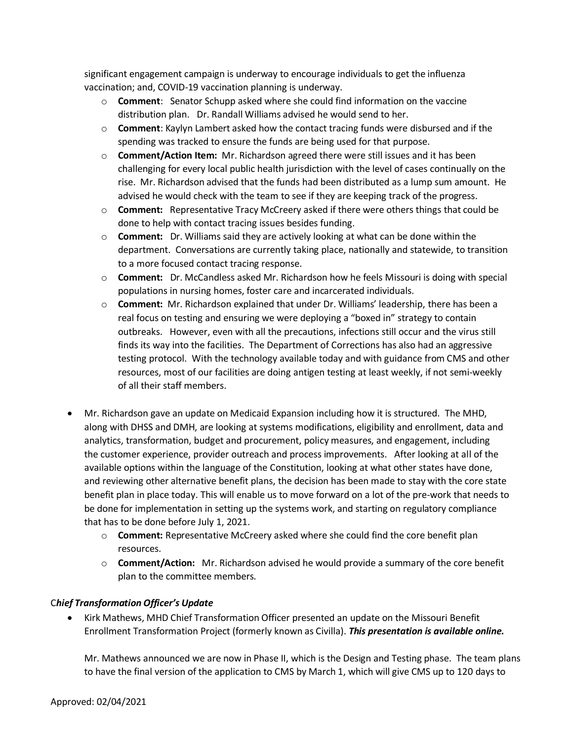significant engagement campaign is underway to encourage individuals to get the influenza vaccination; and, COVID-19 vaccination planning is underway.

- **Comment**: Senator Schupp asked where she could find information on the vaccine distribution plan. Dr. Randall Williams advised he would send to her.
- **Comment**: Kaylyn Lambert asked how the contact tracing funds were disbursed and if the spending was tracked to ensure the funds are being used for that purpose.
- **Comment/Action Item:** Mr. Richardson agreed there were still issues and it has been challenging for every local public health jurisdiction with the level of cases continually on the rise. Mr. Richardson advised that the funds had been distributed as a lump sum amount. He advised he would check with the team to see if they are keeping track of the progress.
- **Comment:** Representative Tracy McCreery asked if there were others things that could be done to help with contact tracing issues besides funding.
- **Comment:** Dr. Williams said they are actively looking at what can be done within the department. Conversations are currently taking place, nationally and statewide, to transition to a more focused contact tracing response.
- **Comment:** Dr. McCandless asked Mr. Richardson how he feels Missouri is doing with special populations in nursing homes, foster care and incarcerated individuals.
- **Comment:** Mr. Richardson explained that under Dr. Williams' leadership, there has been a real focus on testing and ensuring we were deploying a "boxed in" strategy to contain outbreaks. However, even with all the precautions, infections still occur and the virus still finds its way into the facilities. The Department of Corrections has also had an aggressive testing protocol. With the technology available today and with guidance from CMS and other resources, most of our facilities are doing antigen testing at least weekly, if not semi-weekly of all their staff members.

- Mr. Richardson gave an update on Medicaid Expansion including how it is structured. The MHD, along with DHSS and DMH, are looking at systems modifications, eligibility and enrollment, data and analytics, transformation, budget and procurement, policy measures, and engagement, including the customer experience, provider outreach and process improvements. After looking at all of the available options within the language of the Constitution, looking at what other states have done, and reviewing other alternative benefit plans, the decision has been made to stay with the core state benefit plan in place today. This will enable us to move forward on a lot of the pre-work that needs to be done for implementation in setting up the systems work, and starting on regulatory compliance that has to be done before July 1, 2021.
  - **Comment:** Representative McCreery asked where she could find the core benefit plan resources.
  - **Comment/Action:** Mr. Richardson advised he would provide a summary of the core benefit plan to the committee members.

### C*hief Transformation Officer's Update*

- Kirk Mathews, MHD Chief Transformation Officer presented an update on the Missouri Benefit Enrollment Transformation Project (formerly known as Civilla). ***This presentation is available online.***

  Mr. Mathews announced we are now in Phase II, which is the Design and Testing phase. The team plans to have the final version of the application to CMS by March 1, which will give CMS up to 120 days to

Approved: 02/04/2021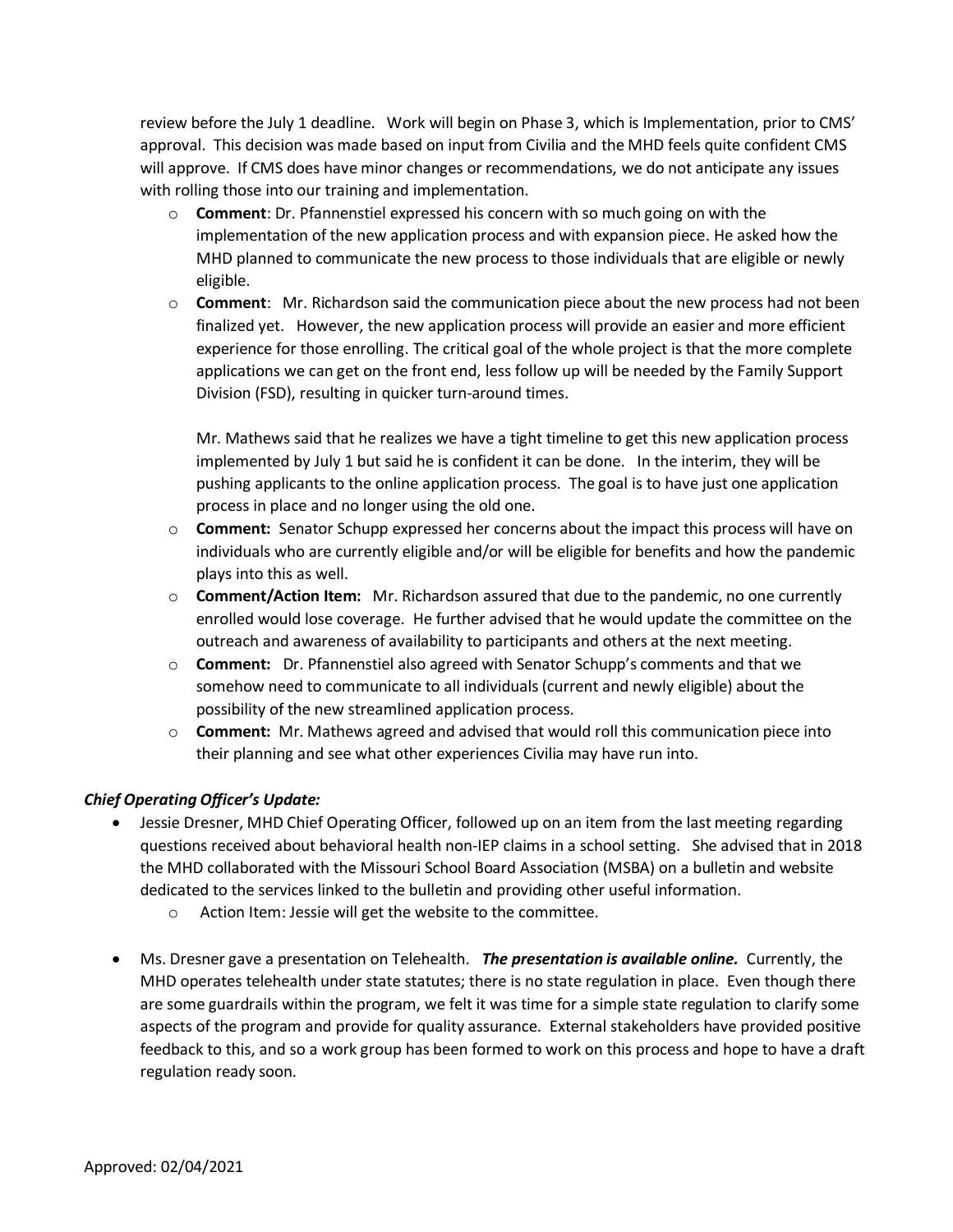review before the July 1 deadline. Work will begin on Phase 3, which is Implementation, prior to CMS' approval. This decision was made based on input from Civilia and the MHD feels quite confident CMS will approve. If CMS does have minor changes or recommendations, we do not anticipate any issues with rolling those into our training and implementation.

- **Comment**: Dr. Pfannenstiel expressed his concern with so much going on with the implementation of the new application process and with expansion piece. He asked how the MHD planned to communicate the new process to those individuals that are eligible or newly eligible.
- **Comment**: Mr. Richardson said the communication piece about the new process had not been finalized yet. However, the new application process will provide an easier and more efficient experience for those enrolling. The critical goal of the whole project is that the more complete applications we can get on the front end, less follow up will be needed by the Family Support Division (FSD), resulting in quicker turn-around times.

  Mr. Mathews said that he realizes we have a tight timeline to get this new application process implemented by July 1 but said he is confident it can be done. In the interim, they will be pushing applicants to the online application process. The goal is to have just one application process in place and no longer using the old one.
- **Comment:** Senator Schupp expressed her concerns about the impact this process will have on individuals who are currently eligible and/or will be eligible for benefits and how the pandemic plays into this as well.
- **Comment/Action Item:** Mr. Richardson assured that due to the pandemic, no one currently enrolled would lose coverage. He further advised that he would update the committee on the outreach and awareness of availability to participants and others at the next meeting.
- **Comment:** Dr. Pfannenstiel also agreed with Senator Schupp's comments and that we somehow need to communicate to all individuals (current and newly eligible) about the possibility of the new streamlined application process.
- **Comment:** Mr. Mathews agreed and advised that would roll this communication piece into their planning and see what other experiences Civilia may have run into.

***Chief Operating Officer's Update:***

- Jessie Dresner, MHD Chief Operating Officer, followed up on an item from the last meeting regarding questions received about behavioral health non-IEP claims in a school setting. She advised that in 2018 the MHD collaborated with the Missouri School Board Association (MSBA) on a bulletin and website dedicated to the services linked to the bulletin and providing other useful information.
  - Action Item: Jessie will get the website to the committee.

- Ms. Dresner gave a presentation on Telehealth. ***The presentation is available online.*** Currently, the MHD operates telehealth under state statutes; there is no state regulation in place. Even though there are some guardrails within the program, we felt it was time for a simple state regulation to clarify some aspects of the program and provide for quality assurance. External stakeholders have provided positive feedback to this, and so a work group has been formed to work on this process and hope to have a draft regulation ready soon.

Approved: 02/04/2021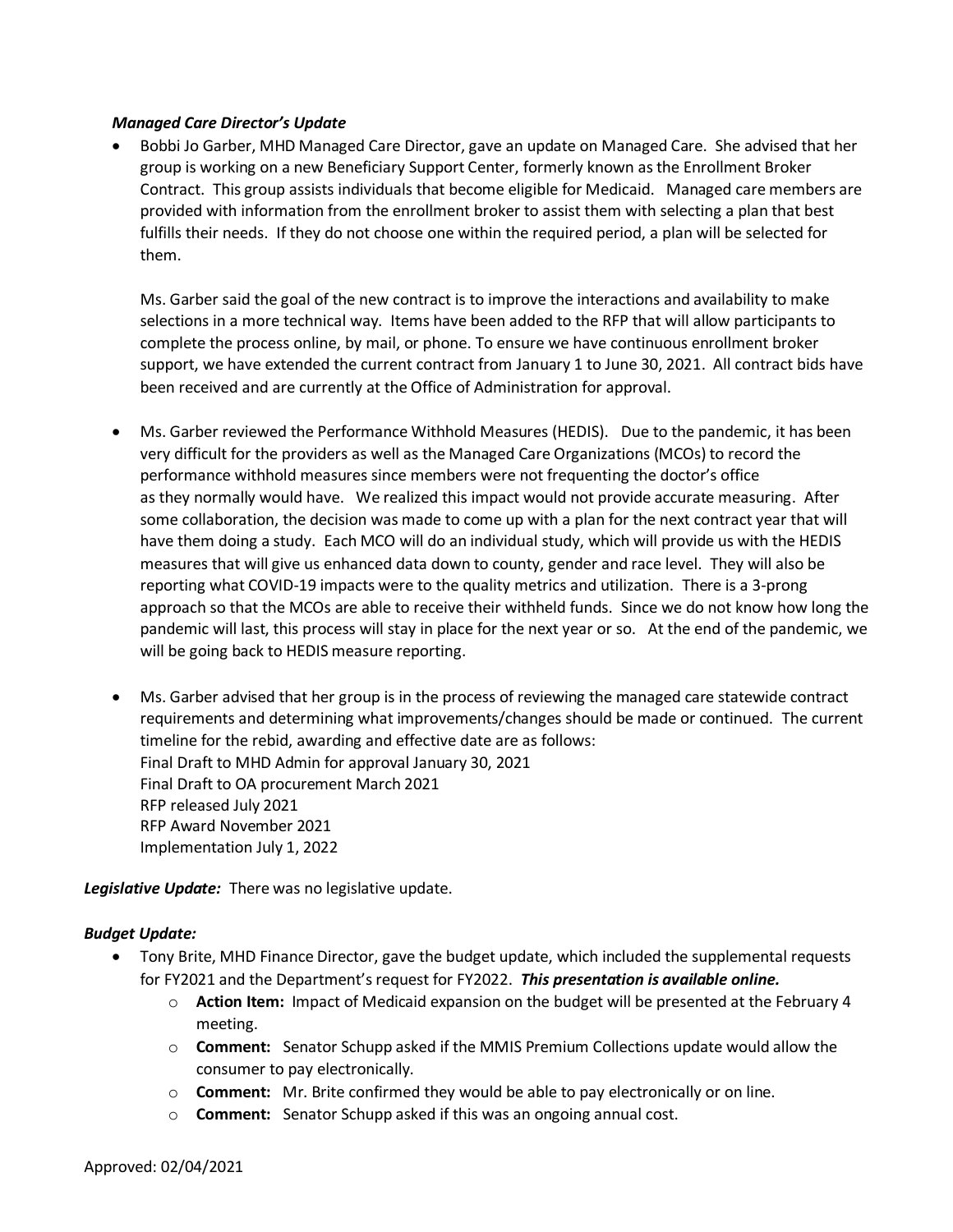***Managed Care Director's Update***

- Bobbi Jo Garber, MHD Managed Care Director, gave an update on Managed Care. She advised that her group is working on a new Beneficiary Support Center, formerly known as the Enrollment Broker Contract. This group assists individuals that become eligible for Medicaid. Managed care members are provided with information from the enrollment broker to assist them with selecting a plan that best fulfills their needs. If they do not choose one within the required period, a plan will be selected for them.

  Ms. Garber said the goal of the new contract is to improve the interactions and availability to make selections in a more technical way. Items have been added to the RFP that will allow participants to complete the process online, by mail, or phone. To ensure we have continuous enrollment broker support, we have extended the current contract from January 1 to June 30, 2021. All contract bids have been received and are currently at the Office of Administration for approval.

- Ms. Garber reviewed the Performance Withhold Measures (HEDIS). Due to the pandemic, it has been very difficult for the providers as well as the Managed Care Organizations (MCOs) to record the performance withhold measures since members were not frequenting the doctor's office as they normally would have. We realized this impact would not provide accurate measuring. After some collaboration, the decision was made to come up with a plan for the next contract year that will have them doing a study. Each MCO will do an individual study, which will provide us with the HEDIS measures that will give us enhanced data down to county, gender and race level. They will also be reporting what COVID-19 impacts were to the quality metrics and utilization. There is a 3-prong approach so that the MCOs are able to receive their withheld funds. Since we do not know how long the pandemic will last, this process will stay in place for the next year or so. At the end of the pandemic, we will be going back to HEDIS measure reporting.

- Ms. Garber advised that her group is in the process of reviewing the managed care statewide contract requirements and determining what improvements/changes should be made or continued. The current timeline for the rebid, awarding and effective date are as follows:
  Final Draft to MHD Admin for approval January 30, 2021
  Final Draft to OA procurement March 2021
  RFP released July 2021
  RFP Award November 2021
  Implementation July 1, 2022

***Legislative Update:*** There was no legislative update.

***Budget Update:***

- Tony Brite, MHD Finance Director, gave the budget update, which included the supplemental requests for FY2021 and the Department's request for FY2022. ***This presentation is available online.***
  - **Action Item:** Impact of Medicaid expansion on the budget will be presented at the February 4 meeting.
  - **Comment:** Senator Schupp asked if the MMIS Premium Collections update would allow the consumer to pay electronically.
  - **Comment:** Mr. Brite confirmed they would be able to pay electronically or on line.
  - **Comment:** Senator Schupp asked if this was an ongoing annual cost.

Approved: 02/04/2021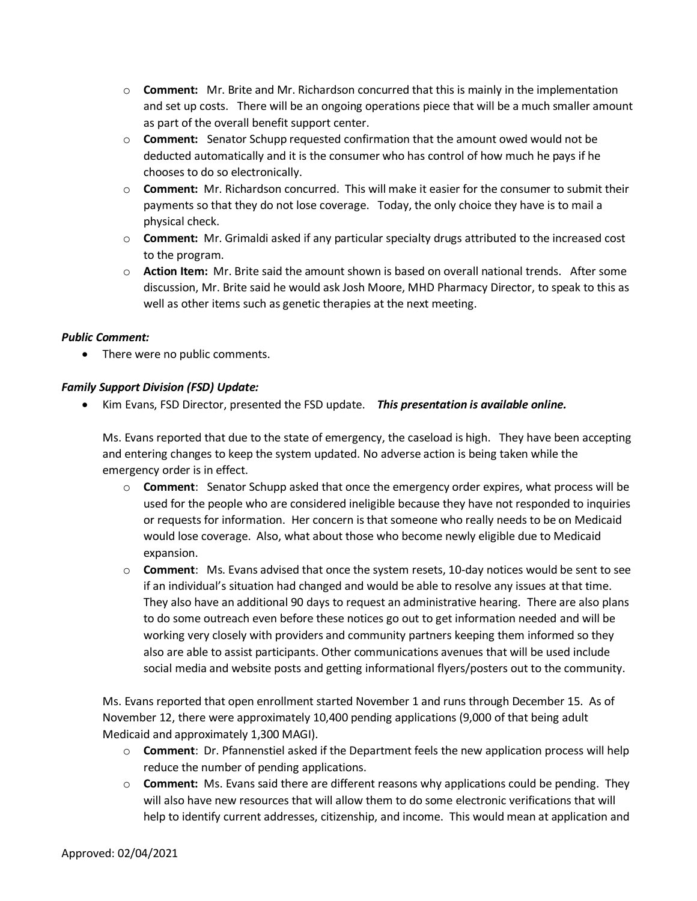- **Comment:** Mr. Brite and Mr. Richardson concurred that this is mainly in the implementation and set up costs. There will be an ongoing operations piece that will be a much smaller amount as part of the overall benefit support center.
- **Comment:** Senator Schupp requested confirmation that the amount owed would not be deducted automatically and it is the consumer who has control of how much he pays if he chooses to do so electronically.
- **Comment:** Mr. Richardson concurred. This will make it easier for the consumer to submit their payments so that they do not lose coverage. Today, the only choice they have is to mail a physical check.
- **Comment:** Mr. Grimaldi asked if any particular specialty drugs attributed to the increased cost to the program.
- **Action Item:** Mr. Brite said the amount shown is based on overall national trends. After some discussion, Mr. Brite said he would ask Josh Moore, MHD Pharmacy Director, to speak to this as well as other items such as genetic therapies at the next meeting.

***Public Comment:***

- There were no public comments.

***Family Support Division (FSD) Update:***

- Kim Evans, FSD Director, presented the FSD update. ***This presentation is available online.***

  Ms. Evans reported that due to the state of emergency, the caseload is high. They have been accepting and entering changes to keep the system updated. No adverse action is being taken while the emergency order is in effect.

  - **Comment**: Senator Schupp asked that once the emergency order expires, what process will be used for the people who are considered ineligible because they have not responded to inquiries or requests for information. Her concern is that someone who really needs to be on Medicaid would lose coverage. Also, what about those who become newly eligible due to Medicaid expansion.
  - **Comment**: Ms. Evans advised that once the system resets, 10-day notices would be sent to see if an individual's situation had changed and would be able to resolve any issues at that time. They also have an additional 90 days to request an administrative hearing. There are also plans to do some outreach even before these notices go out to get information needed and will be working very closely with providers and community partners keeping them informed so they also are able to assist participants. Other communications avenues that will be used include social media and website posts and getting informational flyers/posters out to the community.

  Ms. Evans reported that open enrollment started November 1 and runs through December 15. As of November 12, there were approximately 10,400 pending applications (9,000 of that being adult Medicaid and approximately 1,300 MAGI).

  - **Comment**: Dr. Pfannenstiel asked if the Department feels the new application process will help reduce the number of pending applications.
  - **Comment:** Ms. Evans said there are different reasons why applications could be pending. They will also have new resources that will allow them to do some electronic verifications that will help to identify current addresses, citizenship, and income. This would mean at application and

Approved: 02/04/2021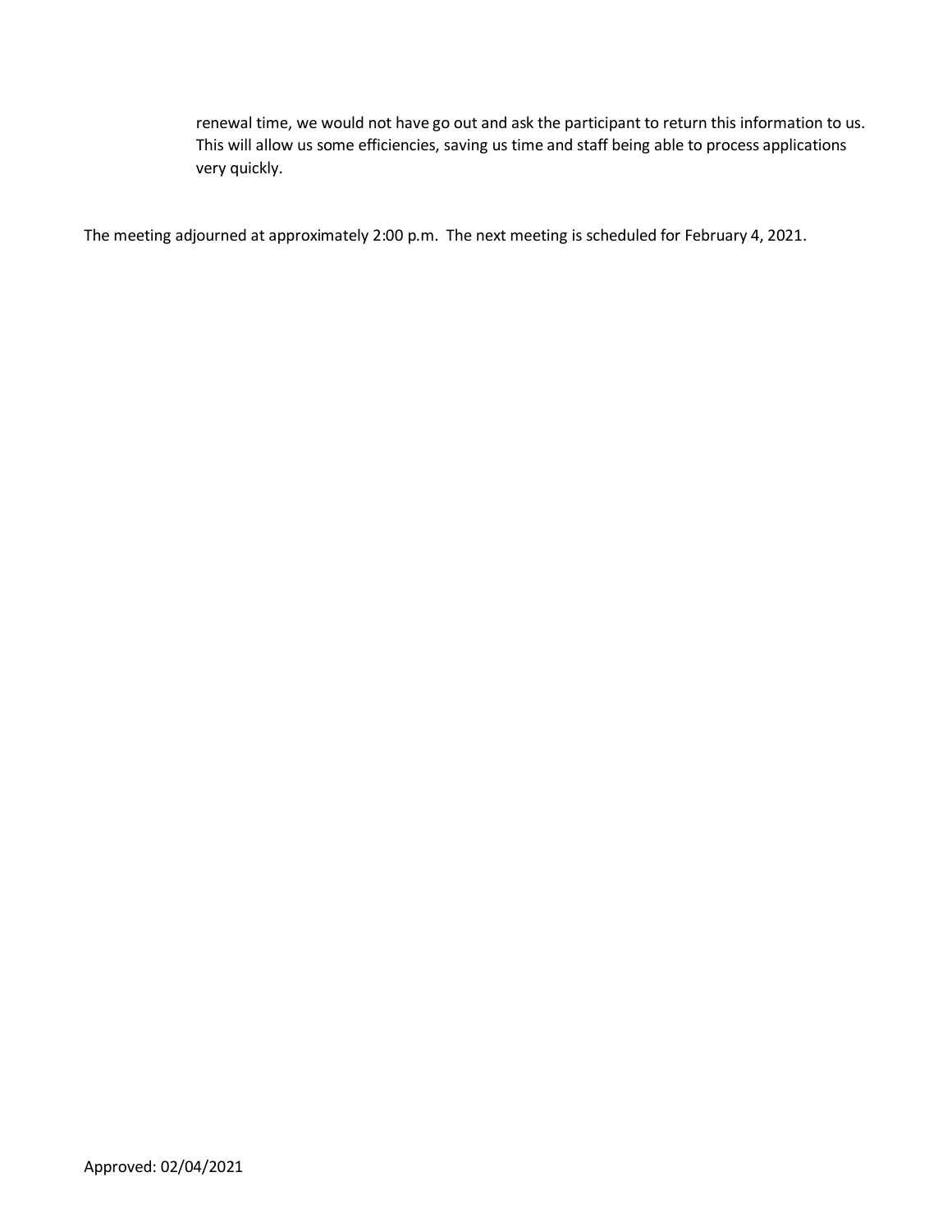renewal time, we would not have go out and ask the participant to return this information to us. This will allow us some efficiencies, saving us time and staff being able to process applications very quickly.

The meeting adjourned at approximately 2:00 p.m. The next meeting is scheduled for February 4, 2021.

Approved: 02/04/2021